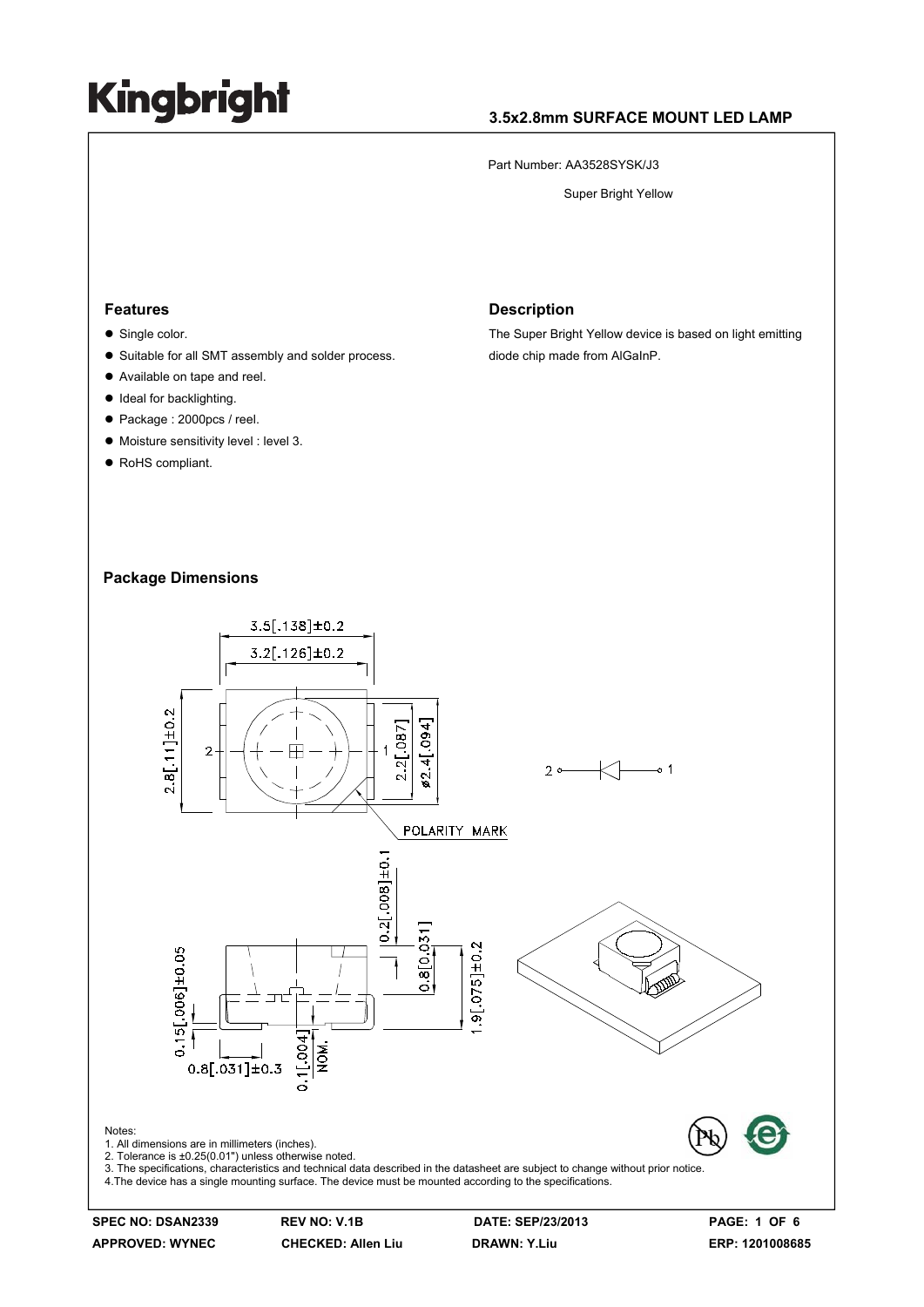# Kingbright

**3.5x2.8mm SURFACE MOUNT LED LAMP**

Part Number: AA3528SYSK/J3

Super Bright Yellow

## Features

- Single color.
- Suitable for all SMT assembly and solder process.
- Available on tape and reel.
- Ideal for backlighting.
- Package : 2000pcs / reel.
- Moisture sensitivity level : level 3.
- RoHS compliant.

## Description

The Super Bright Yellow device is based on light emitting diode chip made from AlGaInP.

## Package Dimensions

Notes:
1. All dimensions are in millimeters (inches).
2. Tolerance is ±0.25(0.01") unless otherwise noted.
3. The specifications, characteristics and technical data described in the datasheet are subject to change without prior notice.
4.The device has a single mounting surface. The device must be mounted according to the specifications.

| SPEC NO: DSAN2339 | REV NO: V.1B | DATE: SEP/23/2013 | ERP: 1201008685 |
| --- | --- | --- | --- |
| APPROVED: WYNEC | CHECKED: Allen Liu | DRAWN: Y.Liu | |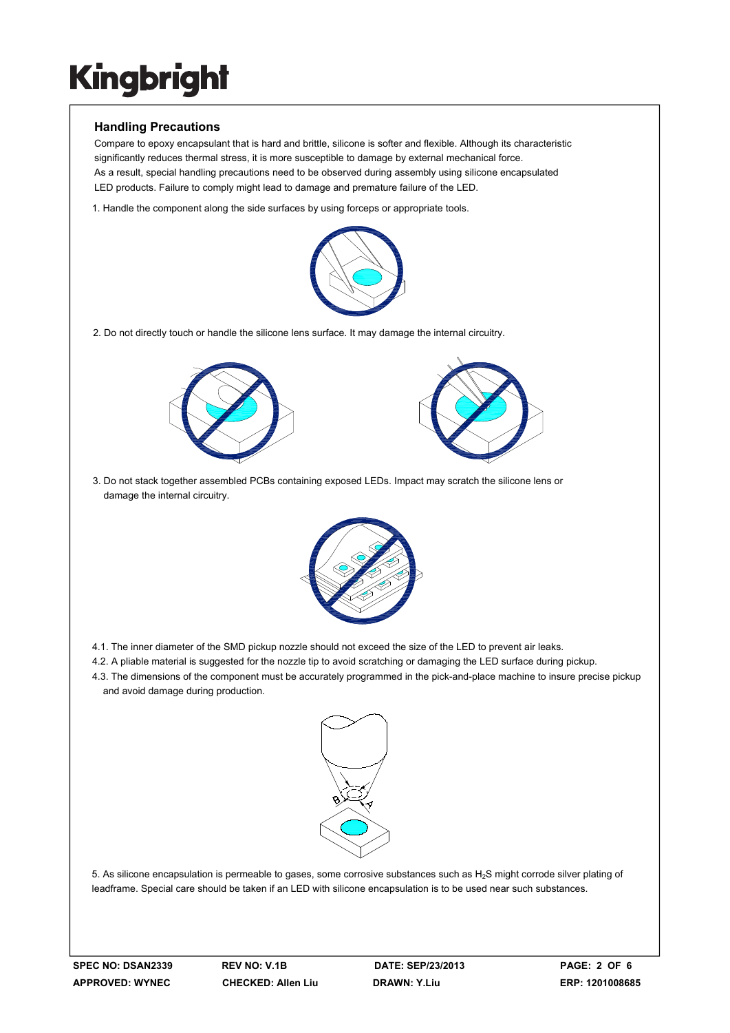## Handling Precautions

Compare to epoxy encapsulant that is hard and brittle, silicone is softer and flexible. Although its characteristic significantly reduces thermal stress, it is more susceptible to damage by external mechanical force.
As a result, special handling precautions need to be observed during assembly using silicone encapsulated LED products. Failure to comply might lead to damage and premature failure of the LED.

1. Handle the component along the side surfaces by using forceps or appropriate tools.

2. Do not directly touch or handle the silicone lens surface. It may damage the internal circuitry.

3. Do not stack together assembled PCBs containing exposed LEDs. Impact may scratch the silicone lens or damage the internal circuitry.

4.1. The inner diameter of the SMD pickup nozzle should not exceed the size of the LED to prevent air leaks.

4.2. A pliable material is suggested for the nozzle tip to avoid scratching or damaging the LED surface during pickup.

4.3. The dimensions of the component must be accurately programmed in the pick-and-place machine to insure precise pickup and avoid damage during production.

5. As silicone encapsulation is permeable to gases, some corrosive substances such as $H_2S$ might corrode silver plating of leadframe. Special care should be taken if an LED with silicone encapsulation is to be used near such substances.

SPEC NO: DSAN2339 | REV NO: V.1B | DATE: SEP/23/2013 | ERP: 1201008685
APPROVED: WYNEC | CHECKED: Allen Liu | DRAWN: Y.Liu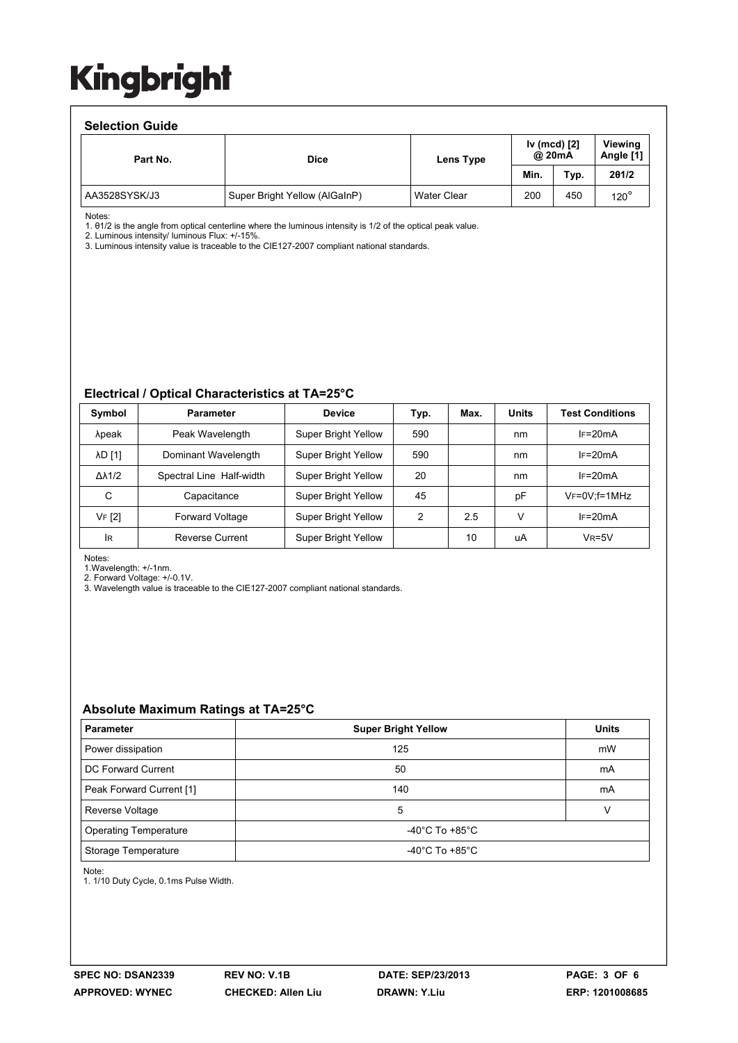## Selection Guide

| Part No. | Dice | Lens Type | Iv (mcd) [2] @ 20mA | | Viewing Angle [1] |
|---|---|---|---|---|---|
| | | | Min. | Typ. | 2θ1/2 |
| AA3528SYSK/J3 | Super Bright Yellow (AlGaInP) | Water Clear | 200 | 450 | 120° |

Notes:
1. θ1/2 is the angle from optical centerline where the luminous intensity is 1/2 of the optical peak value.
2. Luminous intensity/ luminous Flux: +/-15%.
3. Luminous intensity value is traceable to the CIE127-2007 compliant national standards.

## Electrical / Optical Characteristics at TA=25°C

| Symbol | Parameter | Device | Typ. | Max. | Units | Test Conditions |
|---|---|---|---|---|---|---|
| λpeak | Peak Wavelength | Super Bright Yellow | 590 | | nm | IF=20mA |
| λD [1] | Dominant Wavelength | Super Bright Yellow | 590 | | nm | IF=20mA |
| Δλ1/2 | Spectral Line Half-width | Super Bright Yellow | 20 | | nm | IF=20mA |
| C | Capacitance | Super Bright Yellow | 45 | | pF | VF=0V;f=1MHz |
| VF [2] | Forward Voltage | Super Bright Yellow | 2 | 2.5 | V | IF=20mA |
| IR | Reverse Current | Super Bright Yellow | | 10 | uA | VR=5V |

Notes:
1.Wavelength: +/-1nm.
2. Forward Voltage: +/-0.1V.
3. Wavelength value is traceable to the CIE127-2007 compliant national standards.

## Absolute Maximum Ratings at TA=25°C

| Parameter | Super Bright Yellow | Units |
|---|---|---|
| Power dissipation | 125 | mW |
| DC Forward Current | 50 | mA |
| Peak Forward Current [1] | 140 | mA |
| Reverse Voltage | 5 | V |
| Operating Temperature | -40°C To +85°C | |
| Storage Temperature | -40°C To +85°C | |

Note:
1. 1/10 Duty Cycle, 0.1ms Pulse Width.

SPEC NO: DSAN2339 REV NO: V.1B DATE: SEP/23/2013
APPROVED: WYNEC CHECKED: Allen Liu DRAWN: Y.Liu ERP: 1201008685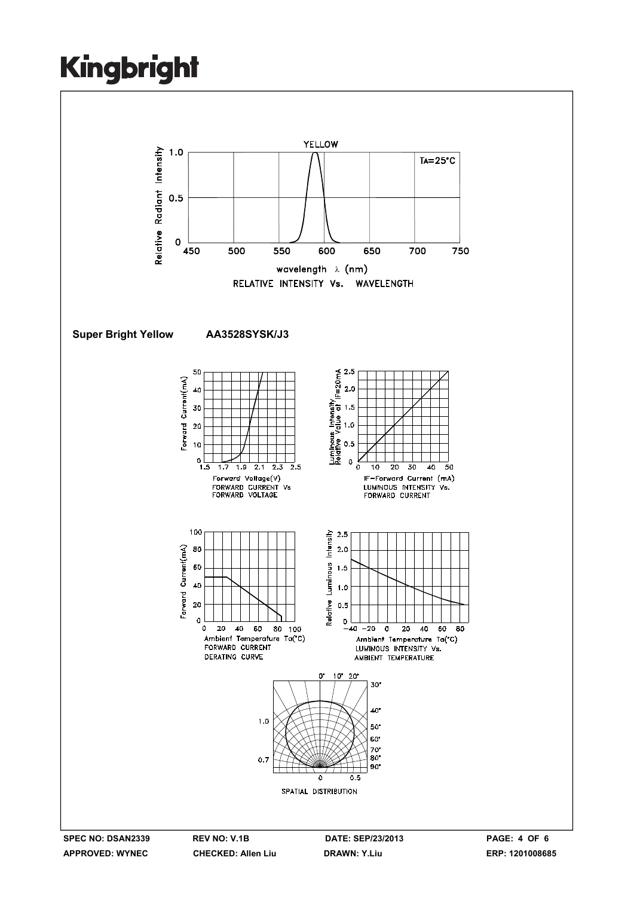Kingbright

YELLOW

$T_A=25°C$

Relative Radiant Intensity

wavelength λ (nm)

RELATIVE INTENSITY Vs. WAVELENGTH

**Super Bright Yellow AA3528SYSK/J3**

Forward Current(mA)

Forward Voltage(V)
FORWARD CURRENT Vs
FORWARD VOLTAGE

Luminous Intensity Relative Value at IF=20mA

IF-Forward Current (mA)
LUMINOUS INTENSITY Vs.
FORWARD CURRENT

Forward Current(mA)

Ambient Temperature Ta(°C)
FORWARD CURRENT
DERATING CURVE

Relative Luminous Intensity

Ambient Temperature Ta(°C)
LUMINOUS INTENSITY Vs.
AMBIENT TEMPERATURE

SPATIAL DISTRIBUTION

**SPEC NO: DSAN2339** **REV NO: V.1B** **DATE: SEP/23/2013**

**APPROVED: WYNEC** **CHECKED: Allen Liu** **DRAWN: Y.Liu** **ERP: 1201008685**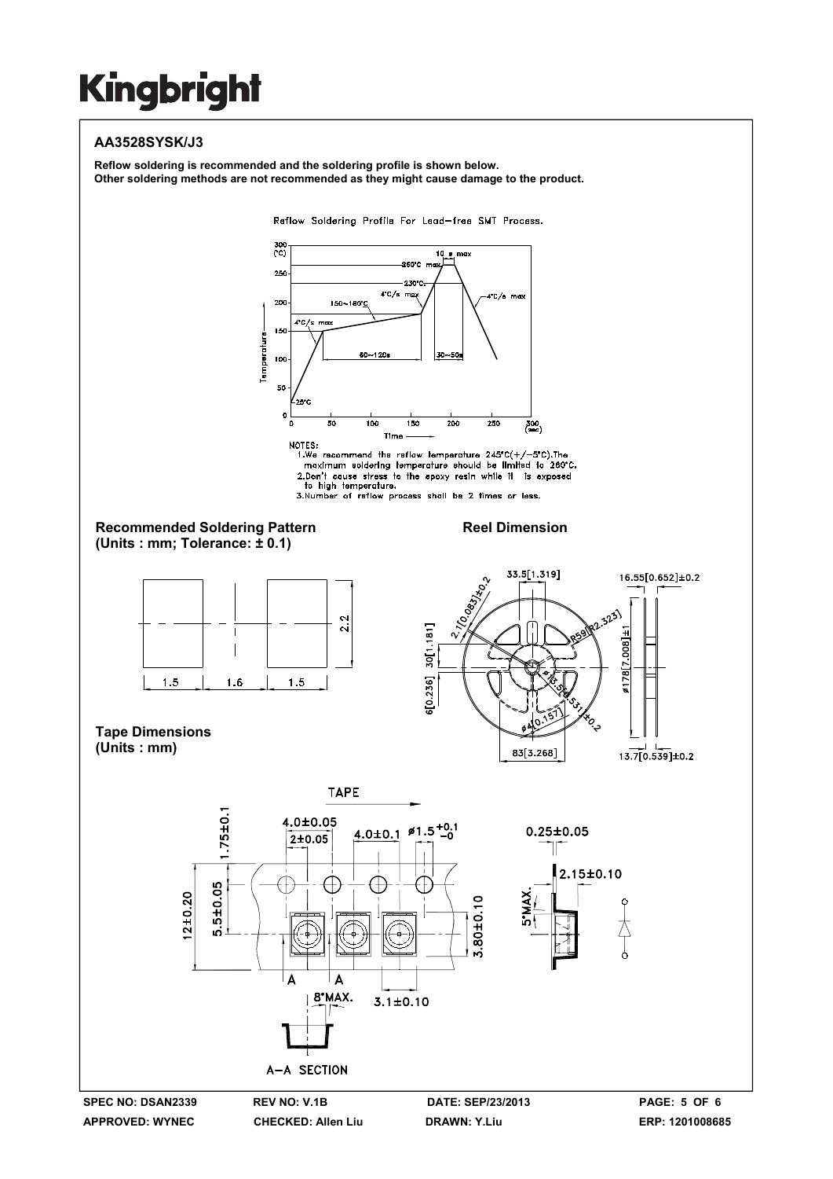# Kingbright

## AA3528SYSK/J3

**Reflow soldering is recommended and the soldering profile is shown below.**
**Other soldering methods are not recommended as they might cause damage to the product.**

Reflow Soldering Profile For Lead-free SMT Process.

NOTES:
1. We recommend the reflow temperature 245°C(+/-5°C).The maximum soldering temperature should be limited to 260°C.
2. Don't cause stress to the epoxy resin while it is exposed to high temperature.
3. Number of reflow process shall be 2 times or less.

**Recommended Soldering Pattern**
**(Units : mm; Tolerance: ± 0.1)**

**Reel Dimension**

**Tape Dimensions**
**(Units : mm)**

**SPEC NO: DSAN2339** **REV NO: V.1B** **DATE: SEP/23/2013**
**APPROVED: WYNEC** **CHECKED: Allen Liu** **DRAWN: Y.Liu** **ERP: 1201008685**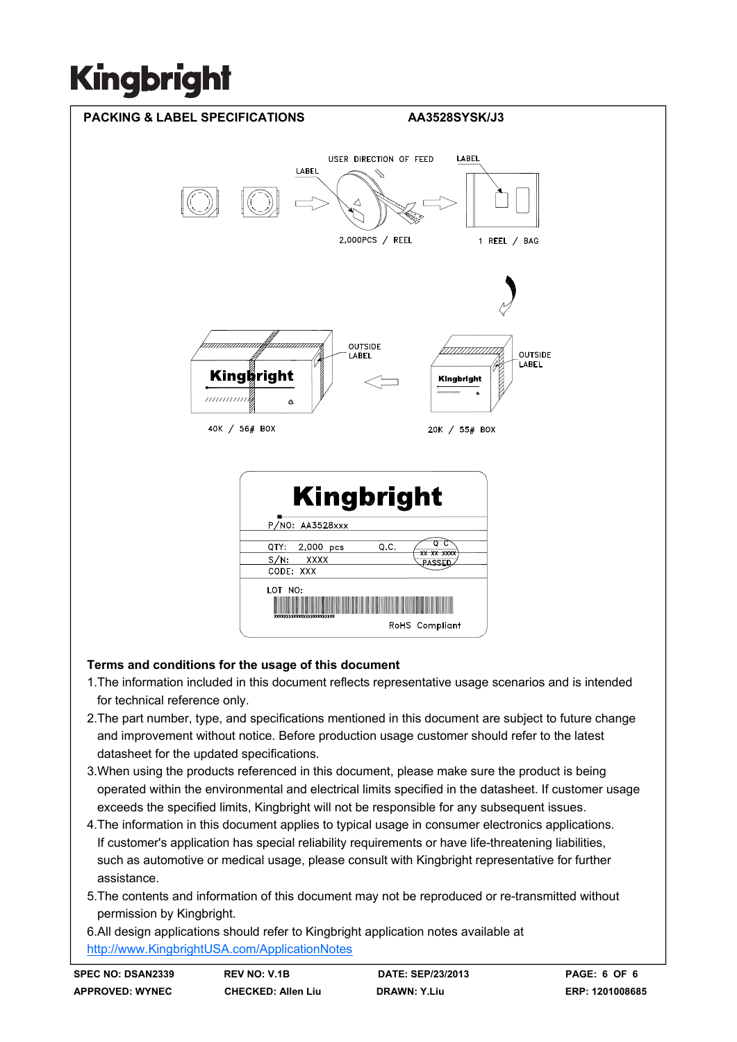## PACKING & LABEL SPECIFICATIONS

**AA3528SYSK/J3**

USER DIRECTION OF FEED

LABEL

LABEL

2,000PCS / REEL

1 REEL / BAG

OUTSIDE LABEL

OUTSIDE LABEL

Kingbright

Kingbright

40K / 56# BOX

20K / 55# BOX

Kingbright

P/NO: AA3528xxx

QTY: 2,000 pcs

Q.C.

Q C
XX XX XXXX
PASSED

S/N: XXXX

CODE: XXX

LOT NO:

RoHS Compliant

**Terms and conditions for the usage of this document**

1. The information included in this document reflects representative usage scenarios and is intended for technical reference only.
2. The part number, type, and specifications mentioned in this document are subject to future change and improvement without notice. Before production usage customer should refer to the latest datasheet for the updated specifications.
3. When using the products referenced in this document, please make sure the product is being operated within the environmental and electrical limits specified in the datasheet. If customer usage exceeds the specified limits, Kingbright will not be responsible for any subsequent issues.
4. The information in this document applies to typical usage in consumer electronics applications. If customer's application has special reliability requirements or have life-threatening liabilities, such as automotive or medical usage, please consult with Kingbright representative for further assistance.
5. The contents and information of this document may not be reproduced or re-transmitted without permission by Kingbright.
6. All design applications should refer to Kingbright application notes available at http://www.KingbrightUSA.com/ApplicationNotes

| | | | |
|---|---|---|---|
| SPEC NO: DSAN2339 | REV NO: V.1B | DATE: SEP/23/2013 | PAGE: 6 OF 6 |
| APPROVED: WYNEC | CHECKED: Allen Liu | DRAWN: Y.Liu | ERP: 1201008685 |